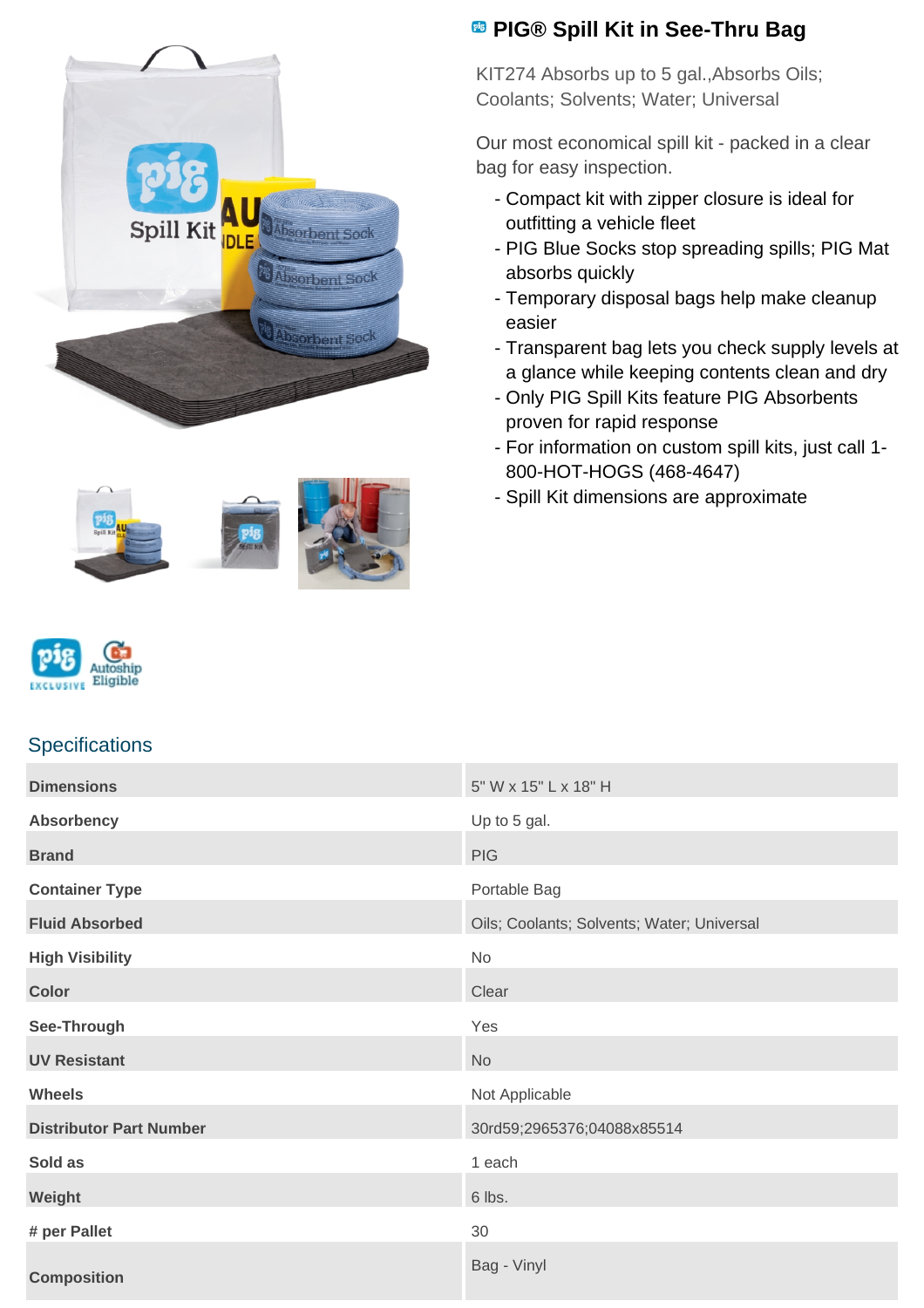# PIG® Spill Kit in See-Thru Bag

KIT274 Absorbs up to 5 gal.,Absorbs Oils; Coolants; Solvents; Water; Universal

Our most economical spill kit - packed in a clear bag for easy inspection.

- Compact kit with zipper closure is ideal for outfitting a vehicle fleet
- PIG Blue Socks stop spreading spills; PIG Mat absorbs quickly
- Temporary disposal bags help make cleanup easier
- Transparent bag lets you check supply levels at a glance while keeping contents clean and dry
- Only PIG Spill Kits feature PIG Absorbents proven for rapid response
- For information on custom spill kits, just call 1-800-HOT-HOGS (468-4647)
- Spill Kit dimensions are approximate

## Specifications

| | |
|---|---|
| **Dimensions** | 5" W x 15" L x 18" H |
| **Absorbency** | Up to 5 gal. |
| **Brand** | PIG |
| **Container Type** | Portable Bag |
| **Fluid Absorbed** | Oils; Coolants; Solvents; Water; Universal |
| **High Visibility** | No |
| **Color** | Clear |
| **See-Through** | Yes |
| **UV Resistant** | No |
| **Wheels** | Not Applicable |
| **Distributor Part Number** | 30rd59;2965376;04088x85514 |
| **Sold as** | 1 each |
| **Weight** | 6 lbs. |
| **# per Pallet** | 30 |
| **Composition** | Bag - Vinyl |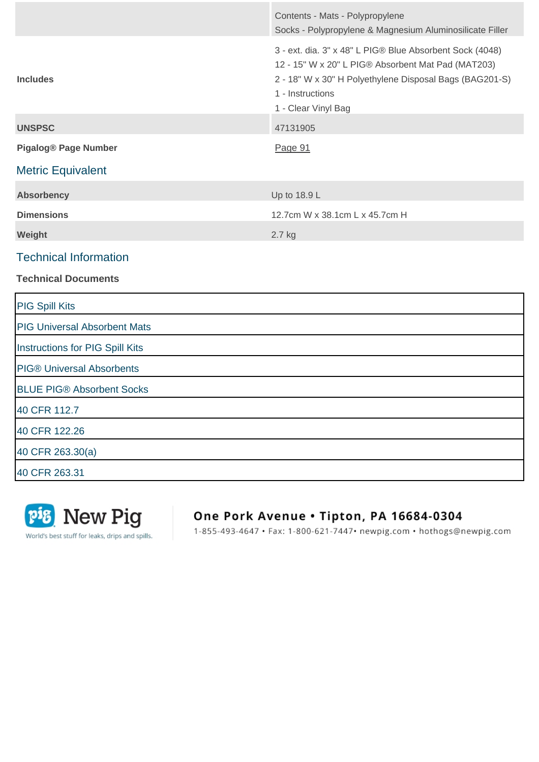| | |
|---|---|
| | Contents - Mats - Polypropylene<br>Socks - Polypropylene & Magnesium Aluminosilicate Filler |
| **Includes** | 3 - ext. dia. 3" x 48" L PIG® Blue Absorbent Sock (4048)<br>12 - 15" W x 20" L PIG® Absorbent Mat Pad (MAT203)<br>2 - 18" W x 30" H Polyethylene Disposal Bags (BAG201-S)<br>1 - Instructions<br>1 - Clear Vinyl Bag |
| **UNSPSC** | 47131905 |
| **Pigalog® Page Number** | Page 91 |

## Metric Equivalent

| | |
|---|---|
| **Absorbency** | Up to 18.9 L |
| **Dimensions** | 12.7cm W x 38.1cm L x 45.7cm H |
| **Weight** | 2.7 kg |

## Technical Information

**Technical Documents**

| |
|---|
| PIG Spill Kits |
| PIG Universal Absorbent Mats |
| Instructions for PIG Spill Kits |
| PIG® Universal Absorbents |
| BLUE PIG® Absorbent Socks |
| 40 CFR 112.7 |
| 40 CFR 122.26 |
| 40 CFR 263.30(a) |
| 40 CFR 263.31 |

New Pig
World's best stuff for leaks, drips and spills.

One Pork Avenue • Tipton, PA 16684-0304
1-855-493-4647 • Fax: 1-800-621-7447• newpig.com • hothogs@newpig.com